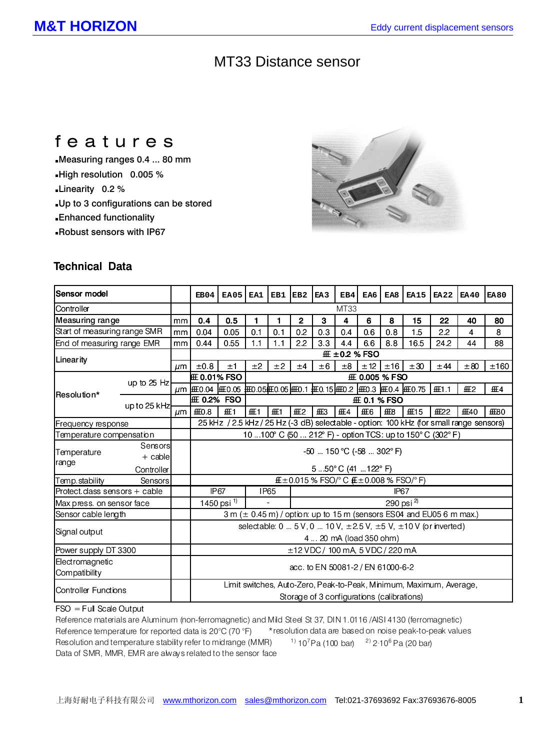# MT33 Distance sensor

## features

- Measuring ranges 0.4 ... 80 mm
- High resolution 0.005 %
- Linearity 0.2 %
- Up to 3 configurations can be stored
- Enhanced functionality
- Robust sensors with IP67

## Technical Data

| Sensor model | | | EB04 | EA05 | EA1 | EB1 | EB2 | EA3 | EB4 | EA6 | EA8 | EA15 | EA22 | EA40 | EA80 |
|---|---|---|---|---|---|---|---|---|---|---|---|---|---|---|---|
| Controller | | | MT33 | | | | | | | | | | | | |
| Measuring range | | mm | 0.4 | 0.5 | 1 | 1 | 2 | 3 | 4 | 6 | 8 | 15 | 22 | 40 | 80 |
| Start of measuring range SMR | | mm | 0.04 | 0.05 | 0.1 | 0.1 | 0.2 | 0.3 | 0.4 | 0.6 | 0.8 | 1.5 | 2.2 | 4 | 8 |
| End of measuring range EMR | | mm | 0.44 | 0.55 | 1.1 | 1.1 | 2.2 | 3.3 | 4.4 | 6.6 | 8.8 | 16.5 | 24.2 | 44 | 88 |
| Linearity | | | ±0.2 % FSO | | | | | | | | | | | | |
| | | µm | ±0.8 | ±1 | ±2 | ±2 | ±4 | ±6 | ±8 | ±12 | ±16 | ±30 | ±44 | ±80 | ±160 |
| Resolution* | up to 25 Hz | | 0.01% FSO | | 0.005 % FSO | | | | | | | | | | |
| | | µm | 0.04 | 0.05 | 0.05 | 0.05 | 0.1 | 0.15 | 0.2 | 0.3 | 0.4 | 0.75 | 1.1 | 2 | 4 |
| | up to 25 kHz | | 0.2% FSO | | 0.1 % FSO | | | | | | | | | | |
| | | µm | 0.8 | 1 | 1 | 1 | 2 | 3 | 4 | 6 | 8 | 15 | 22 | 40 | 80 |
| Frequency response | | | 25 kHz / 2.5 kHz / 25 Hz (-3 dB) selectable - option: 100 kHz (for small range sensors) | | | | | | | | | | | | |
| Temperature compensation | | | 10 ...100° C (50 ... 212° F) - option TCS: up to 150° C (302° F) | | | | | | | | | | | | |
| Temperature range | Sensors + cable | | -50 ... 150 °C (-58 ... 302° F) | | | | | | | | | | | | |
| | Controller | | 5 ...50° C (41 ...122° F) | | | | | | | | | | | | |
| Temp.stability | Sensors | | ± 0.015 % FSO/° C (± 0.008 % FSO/° F) | | | | | | | | | | | | |
| Protect.class sensors + cable | | | IP67 | | IP65 | | IP67 | | | | | | | | |
| Max press. on sensor face | | | 1450 psi [1] | | - | | 290 psi [2] | | | | | | | | |
| Sensor cable length | | | 3 m (± 0.45 m) / option: up to 15 m (sensors ES04 and EU05 6 m max.) | | | | | | | | | | | | |
| Signal output | | | selectable: 0 ... 5 V, 0 ... 10 V, ±2.5 V, ±5 V, ±10 V (or inverted) 4 ... 20 mA (load 350 ohm) | | | | | | | | | | | | |
| Power supply DT 3300 | | | ±12 VDC / 100 mA, 5 VDC / 220 mA | | | | | | | | | | | | |
| Electromagnetic Compatibility | | | acc. to EN 50081-2 / EN 61000-6-2 | | | | | | | | | | | | |
| Controller Functions | | | Limit switches, Auto-Zero, Peak-to-Peak, Minimum, Maximum, Average, Storage of 3 configurations (calibrations) | | | | | | | | | | | | |

FSO = Full Scale Output

Reference materials are Aluminum (non-ferromagnetic) and Mild Steel St 37, DIN 1.0116 /AISI 4130 (ferromagnetic)

Reference temperature for reported data is 20°C (70 °F)   *resolution data are based on noise peak-to-peak values

Resolution and temperature stability refer to midrange (MMR)   [1] $10^7$ Pa (100 bar)   [2] $2{\cdot}10^6$ Pa (20 bar)

Data of SMR, MMR, EMR are always related to the sensor face

上海好耐电子科技有限公司 www.mthorizon.com sales@mthorizon.com Tel:021-37693692 Fax:37693676-8005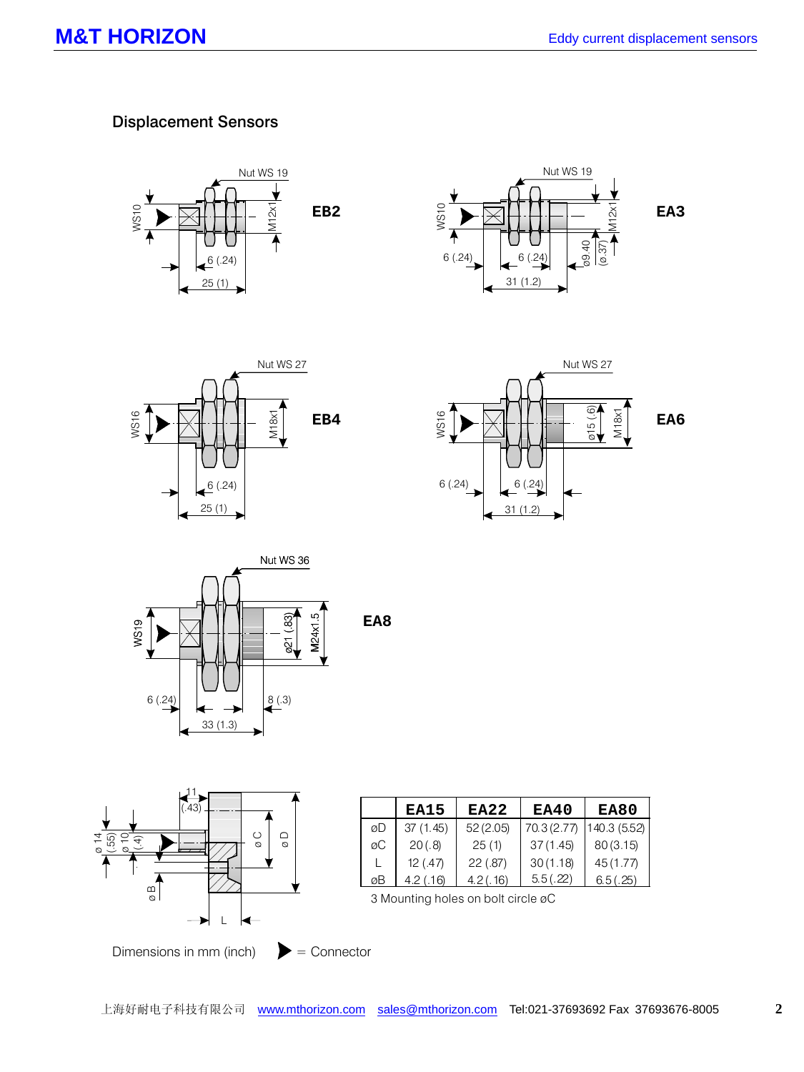## Displacement Sensors

**EB2**

Nut WS 19 · WS10 · M12x1 · 6 (.24) · 25 (1)

**EA3**

Nut WS 19 · WS10 · M12x1 · ø9.40 (ø.37) · 6 (.24) · 6 (.24) · 31 (1.2)

**EB4**

Nut WS 27 · WS16 · M18x1 · 6 (.24) · 25 (1)

**EA6**

Nut WS 27 · WS16 · ø15 (.6) · M18x1 · 6 (.24) · 6 (.24) · 31 (1.2)

**EA8**

Nut WS 36 · WS19 · ø21 (.83) · M24x1.5 · 6 (.24) · 8 (.3) · 33 (1.3)

11 (.43) · ø 14 (.55) · ø 10 (.4) · ø B · ø C · ø D · L

| | EA15 | EA22 | EA40 | EA80 |
|---|---|---|---|---|
| øD | 37 (1.45) | 52 (2.05) | 70.3 (2.77) | 140.3 (5.52) |
| øC | 20 (.8) | 25 (1) | 37 (1.45) | 80 (3.15) |
| L | 12 (.47) | 22 (.87) | 30 (1.18) | 45 (1.77) |
| øB | 4.2 (.16) | 4.2 (.16) | 5.5 (.22) | 6.5 (.25) |

3 Mounting holes on bolt circle øC

Dimensions in mm (inch) ▶ = Connector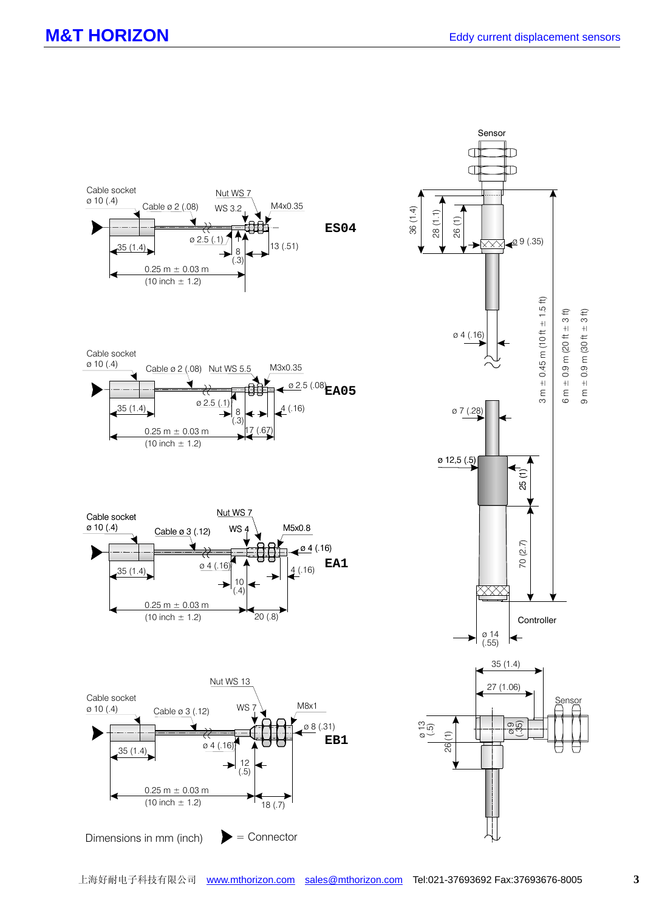ES04

Cable socket
ø 10 (.4)
Cable ø 2 (.08)
Nut WS 7
WS 3.2
M4x0.35
ø 2.5 (.1)
35 (1.4)
8 (.3)
13 (.51)
0.25 m ± 0.03 m
(10 inch ± 1.2)

EA05

Cable socket
ø 10 (.4)
Cable ø 2 (.08)
Nut WS 5.5
M3x0.35
ø 2.5 (.08)
ø 2.5 (.1)
35 (1.4)
8 (.3)
4 (.16)
17 (.67)
0.25 m ± 0.03 m
(10 inch ± 1.2)

EA1

Cable socket
ø 10 (.4)
Cable ø 3 (.12)
Nut WS 7
WS 4
M5x0.8
ø 4 (.16)
ø 4 (.16)
35 (1.4)
10 (.4)
4 (.16)
0.25 m ± 0.03 m
(10 inch ± 1.2)
20 (.8)

EB1

Cable socket
ø 10 (.4)
Cable ø 3 (.12)
Nut WS 13
WS 7
M8x1
ø 8 (.31)
ø 4 (.16)
35 (1.4)
12 (.5)
0.25 m ± 0.03 m
(10 inch ± 1.2)
18 (.7)

Sensor
36 (1.4)
28 (1.1)
26 (1)
ø 9 (.35)
ø 4 (.16)
3 m ± 0.45 m (10 ft ± 1.5 ft)
6 m ± 0.9 m (20 ft ± 3 ft)
9 m ± 0.9 m (30 ft ± 3 ft)
ø 7 (.28)
ø 12,5 (.5)
25 (1)
70 (2.7)
Controller
ø 14 (.55)

35 (1.4)
27 (1.06)
Sensor
ø 13 (.5)
26 (1)
ø 9 (.35)

Dimensions in mm (inch)

➤ = Connector